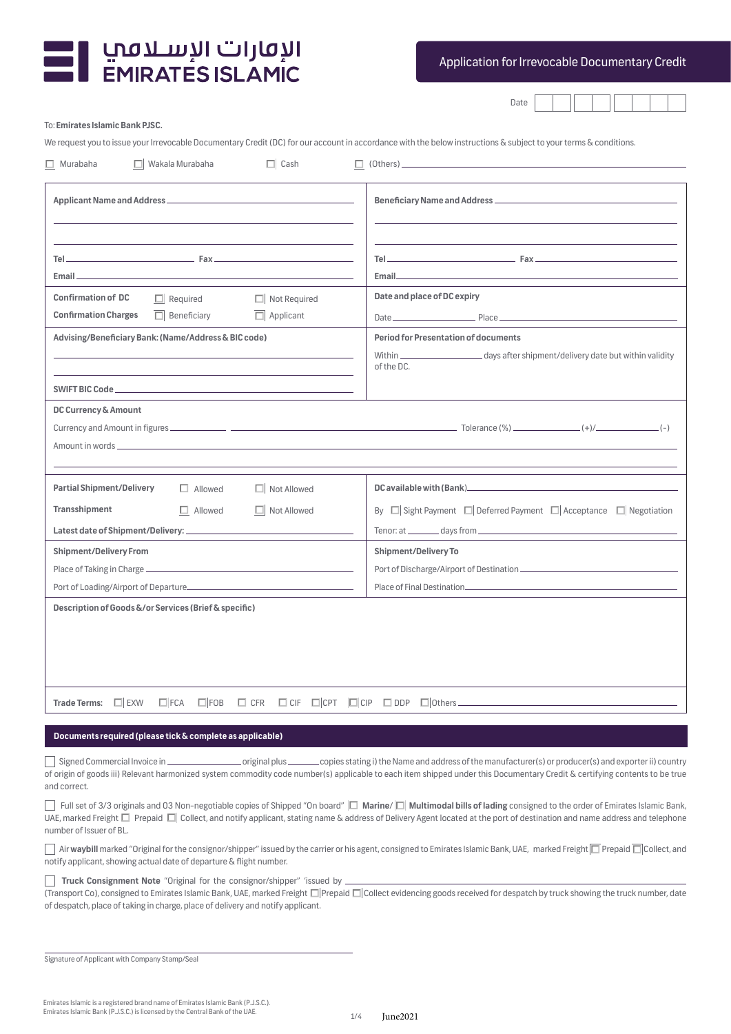الإمارات الإسلامي
EMIRATES ISLAMIC

# Application for Irrevocable Documentary Credit

Date ☐☐ ☐☐ ☐☐☐☐

To: **Emirates Islamic Bank PJSC.**

We request you to issue your Irrevocable Documentary Credit (DC) for our account in accordance with the below instructions & subject to your terms & conditions.

☐ Murabaha ☐ Wakala Murabaha ☐ Cash ☐ (Others) ____________________

| | |
|---|---|
| **Applicant Name and Address** ____________________<br>____________________<br>____________________<br>Tel ____________ Fax ____________<br>Email ____________________ | **Beneficiary Name and Address** ____________________<br>____________________<br>____________________<br>Tel ____________ Fax ____________<br>Email ____________________ |
| **Confirmation of DC** ☐ Required ☐ Not Required<br>**Confirmation Charges** ☐ Beneficiary ☐ Applicant | **Date and place of DC expiry**<br>Date ____________ Place ____________ |
| **Advising/Beneficiary Bank: (Name/Address & BIC code)**<br>____________________<br>____________________<br>SWIFT BIC Code ____________________ | **Period for Presentation of documents**<br>Within ____________ days after shipment/delivery date but within validity of the DC. |

**DC Currency & Amount**

Currency and Amount in figures ________ ____________________ Tolerance (%) ________ (+)/________ (-)

Amount in words ____________________________________________

____________________________________________

| | |
|---|---|
| **Partial Shipment/Delivery** ☐ Allowed ☐ Not Allowed<br>**Transshipment** ☐ Allowed ☐ Not Allowed<br>**Latest date of Shipment/Delivery:** ____________ | **DC available with (Bank)** ____________<br>By ☐ Sight Payment ☐ Deferred Payment ☐ Acceptance ☐ Negotiation<br>Tenor: at ______ days from ____________ |
| **Shipment/Delivery From**<br>Place of Taking in Charge ____________<br>Port of Loading/Airport of Departure ____________ | **Shipment/Delivery To**<br>Port of Discharge/Airport of Destination ____________<br>Place of Final Destination ____________ |

**Description of Goods &/or Services (Brief & specific)**

**Trade Terms:** ☐ EXW ☐ FCA ☐ FOB ☐ CFR ☐ CIF ☐ CPT ☐ CIP ☐ DDP ☐ Others ____________

## Documents required (please tick & complete as applicable)

☐ Signed Commercial Invoice in ____________ original plus ______ copies stating i) the Name and address of the manufacturer(s) or producer(s) and exporter ii) country of origin of goods iii) Relevant harmonized system commodity code number(s) applicable to each item shipped under this Documentary Credit & certifying contents to be true and correct.

☐ Full set of 3/3 originals and 03 Non-negotiable copies of Shipped "On board" ☐ **Marine**/ ☐ **Multimodal bills of lading** consigned to the order of Emirates Islamic Bank, UAE, marked Freight ☐ Prepaid ☐ Collect, and notify applicant, stating name & address of Delivery Agent located at the port of destination and name address and telephone number of Issuer of BL.

☐ Air **waybill** marked "Original for the consignor/shipper" issued by the carrier or his agent, consigned to Emirates Islamic Bank, UAE, marked Freight ☐ Prepaid ☐ Collect, and notify applicant, showing actual date of departure & flight number.

☐ **Truck Consignment Note** "Original for the consignor/shipper" 'issued by ____________________ (Transport Co), consigned to Emirates Islamic Bank, UAE, marked Freight ☐ Prepaid ☐ Collect evidencing goods received for despatch by truck showing the truck number, date of despatch, place of taking in charge, place of delivery and notify applicant.

____________________
Signature of Applicant with Company Stamp/Seal

Emirates Islamic is a registered brand name of Emirates Islamic Bank (P.J.S.C.).
Emirates Islamic Bank (P.J.S.C.) is licensed by the Central Bank of the UAE.

June2021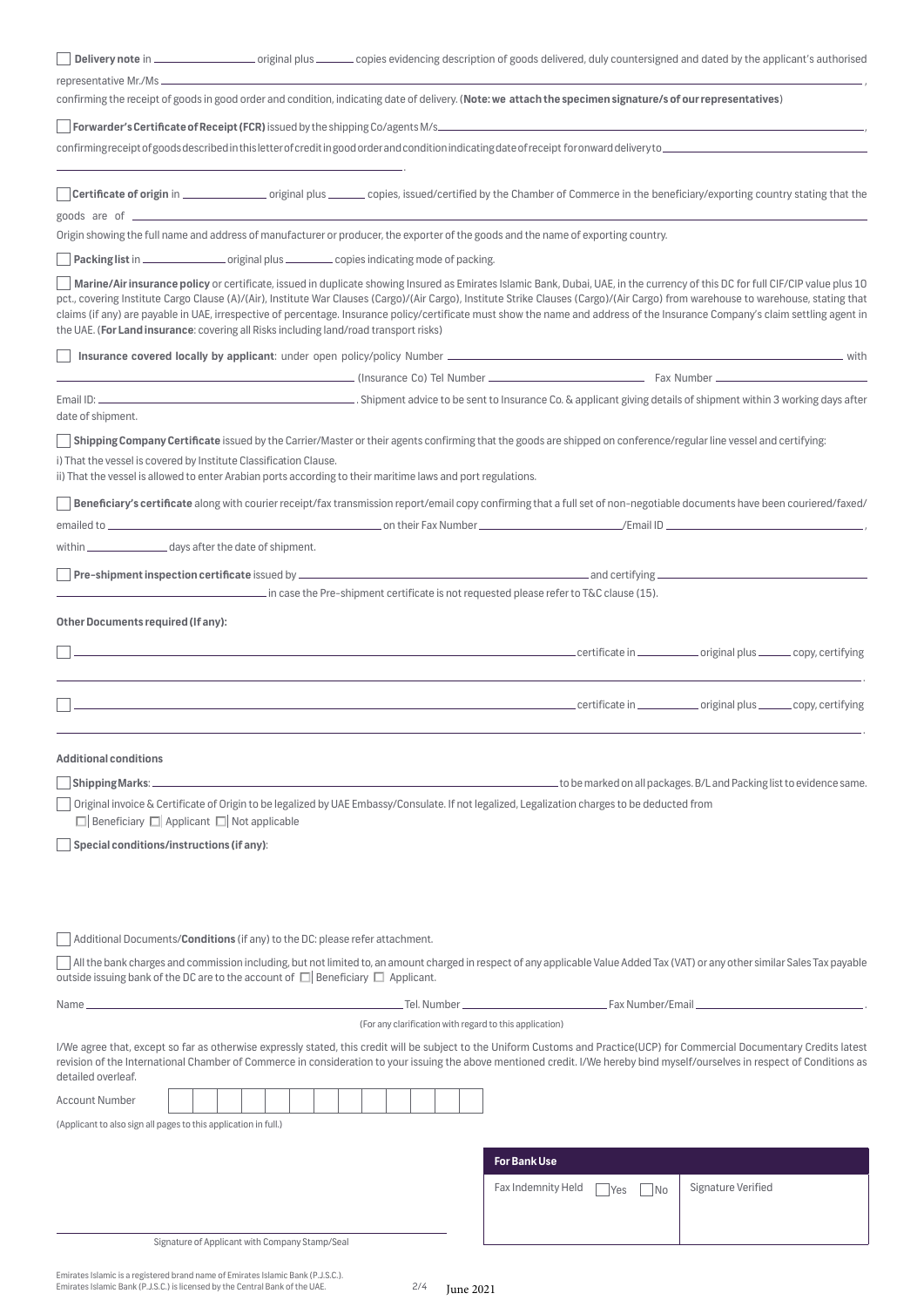☐ **Delivery note** in ______________ original plus ______ copies evidencing description of goods delivered, duly countersigned and dated by the applicant's authorised representative Mr./Ms ______________________________________________,
confirming the receipt of goods in good order and condition, indicating date of delivery. (**Note: we attach the specimen signature/s of our representatives**)

☐ **Forwarder's Certificate of Receipt (FCR)** issued by the shipping Co/agents M/s______________________________________________,
confirming receipt of goods described in this letter of credit in good order and condition indicating date of receipt for onward delivery to______________________________________________.

☐ **Certificate of origin** in ______________ original plus ______ copies, issued/certified by the Chamber of Commerce in the beneficiary/exporting country stating that the goods are of ______________________________________________
Origin showing the full name and address of manufacturer or producer, the exporter of the goods and the name of exporting country.

☐ **Packing list** in ______________ original plus ________ copies indicating mode of packing.

☐ **Marine/Air insurance policy** or certificate, issued in duplicate showing Insured as Emirates Islamic Bank, Dubai, UAE, in the currency of this DC for full CIF/CIP value plus 10 pct., covering Institute Cargo Clause (A)/(Air), Institute War Clauses (Cargo)/(Air Cargo), Institute Strike Clauses (Cargo)/(Air Cargo) from warehouse to warehouse, stating that claims (if any) are payable in UAE, irrespective of percentage. Insurance policy/certificate must show the name and address of the Insurance Company's claim settling agent in the UAE. (**For Land insurance**: covering all Risks including land/road transport risks)

☐ **Insurance covered locally by applicant**: under open policy/policy Number ______________________________ with ______________________________ (Insurance Co) Tel Number ______________________ Fax Number ______________________
Email ID: ______________________. Shipment advice to be sent to Insurance Co. & applicant giving details of shipment within 3 working days after date of shipment.

☐ **Shipping Company Certificate** issued by the Carrier/Master or their agents confirming that the goods are shipped on conference/regular line vessel and certifying:
i) That the vessel is covered by Institute Classification Clause.
ii) That the vessel is allowed to enter Arabian ports according to their maritime laws and port regulations.

☐ **Beneficiary's certificate** along with courier receipt/fax transmission report/email copy confirming that a full set of non-negotiable documents have been couriered/faxed/emailed to ______________________ on their Fax Number ______________________/Email ID ______________________,
within ______________ days after the date of shipment.

☐ **Pre-shipment inspection certificate** issued by ______________________________ and certifying ______________________________
______________________ in case the Pre-shipment certificate is not requested please refer to T&C clause (15).

**Other Documents required (If any):**

☐ ______________________________________________ certificate in __________ original plus ______ copy, certifying
______________________________________________.

☐ ______________________________________________ certificate in __________ original plus ______ copy, certifying
______________________________________________.

**Additional conditions**

☐ **Shipping Marks**: ______________________________ to be marked on all packages. B/L and Packing list to evidence same.

☐ Original invoice & Certificate of Origin to be legalized by UAE Embassy/Consulate. If not legalized, Legalization charges to be deducted from
☐ Beneficiary ☐ Applicant ☐ Not applicable

☐ **Special conditions/instructions (if any)**:

☐ Additional Documents/**Conditions** (if any) to the DC: please refer attachment.

☐ All the bank charges and commission including, but not limited to, an amount charged in respect of any applicable Value Added Tax (VAT) or any other similar Sales Tax payable outside issuing bank of the DC are to the account of ☐ Beneficiary ☐ Applicant.

Name ______________________ Tel. Number ______________________ Fax Number/Email ______________________.
(For any clarification with regard to this application)

I/We agree that, except so far as otherwise expressly stated, this credit will be subject to the Uniform Customs and Practice(UCP) for Commercial Documentary Credits latest revision of the International Chamber of Commerce in consideration to your issuing the above mentioned credit. I/We hereby bind myself/ourselves in respect of Conditions as detailed overleaf.

Account Number | | | | | | | | | | | | | | |

(Applicant to also sign all pages to this application in full.)

______________________________
Signature of Applicant with Company Stamp/Seal

| **For Bank Use** | |
|---|---|
| Fax Indemnity Held ☐ Yes ☐ No | Signature Verified |

Emirates Islamic is a registered brand name of Emirates Islamic Bank (P.J.S.C.).
Emirates Islamic Bank (P.J.S.C.) is licensed by the Central Bank of the UAE.

June 2021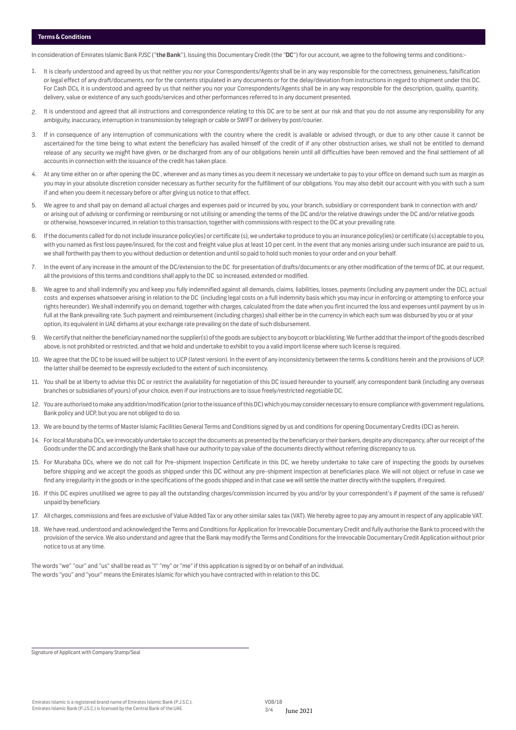## Terms & Conditions

In consideration of Emirates Islamic Bank PJSC ("**the Bank**"), issuing this Documentary Credit (the "**DC**") for our account, we agree to the following terms and conditions:-

1. It is clearly understood and agreed by us that neither you nor your Correspondents/Agents shall be in any way responsible for the correctness, genuineness, falsification or legal effect of any draft/documents, nor for the contents stipulated in any documents or for the delay/deviation from instructions in regard to shipment under this DC. For Cash DCs, it is understood and agreed by us that neither you nor your Correspondents/Agents shall be in any way responsible for the description, quality, quantity, delivery, value or existence of any such goods/services and other performances referred to in any document presented.
2. It is understood and agreed that all instructions and correspondence relating to this DC are to be sent at our risk and that you do not assume any responsibility for any ambiguity, inaccuracy, interruption in transmission by telegraph or cable or SWIFT or delivery by post/courier.
3. If in consequence of any interruption of communications with the country where the credit is available or advised through, or due to any other cause it cannot be ascertained for the time being to what extent the beneficiary has availed himself of the credit of if any other obstruction arises, we shall not be entitled to demand release of any security we might have given, or be discharged from any of our obligations herein until all difficulties have been removed and the final settlement of all accounts in connection with the issuance of the credit has taken place.
4. At any time either on or after opening the DC , wherever and as many times as you deem it necessary we undertake to pay to your office on demand such sum as margin as you may in your absolute discretion consider necessary as further security for the fulfillment of our obligations. You may also debit our account with you with such a sum if and when you deem it necessary before or after giving us notice to that effect.
5. We agree to and shall pay on demand all actual charges and expenses paid or incurred by you, your branch, subsidiary or correspondent bank in connection with and/ or arising out of advising or confirming or reimbursing or not utilising or amending the terms of the DC and/or the relative drawings under the DC and/or relative goods or otherwise, howsoever incurred, in relation to this transaction, together with commissions with respect to the DC at your prevailing rate.
6. If the documents called for do not include insurance policy(ies) or certificate (s), we undertake to produce to you an insurance policy(ies) or certificate (s) acceptable to you, with you named as first loss payee/insured, for the cost and freight value plus at least 10 per cent. In the event that any monies arising under such insurance are paid to us, we shall forthwith pay them to you without deduction or detention and until so paid to hold such monies to your order and on your behalf.
7. In the event of any increase in the amount of the DC/extension to the DC for presentation of drafts/documents or any other modification of the terms of DC, at our request, all the provisions of this terms and conditions shall apply to the DC so increased, extended or modified.
8. We agree to and shall indemnify you and keep you fully indemnified against all demands, claims, liabilities, losses, payments (including any payment under the DC), actual costs and expenses whatsoever arising in relation to the DC (including legal costs on a full indemnity basis which you may incur in enforcing or attempting to enforce your rights hereunder). We shall indemnify you on demand, together with charges, calculated from the date when you first incurred the loss and expenses until payment by us in full at the Bank prevailing rate. Such payment and reimbursement (including charges) shall either be in the currency in which each sum was disbursed by you or at your option, its equivalent in UAE dirhams at your exchange rate prevailing on the date of such disbursement.
9. We certify that neither the beneficiary named nor the supplier(s) of the goods are subject to any boycott or blacklisting. We further add that the import of the goods described above, is not prohibited or restricted, and that we hold and undertake to exhibit to you a valid import license where such license is required.
10. We agree that the DC to be issued will be subject to UCP (latest version). In the event of any inconsistency between the terms & conditions herein and the provisions of UCP, the latter shall be deemed to be expressly excluded to the extent of such inconsistency.
11. You shall be at liberty to advise this DC or restrict the availability for negotiation of this DC issued hereunder to yourself, any correspondent bank (including any overseas branches or subsidiaries of yours) of your choice, even if our instructions are to issue freely/restricted negotiable DC.
12. You are authorised to make any addition/modification (prior to the issuance of this DC) which you may consider necessary to ensure compliance with government regulations, Bank policy and UCP, but you are not obliged to do so.
13. We are bound by the terms of Master Islamic Facilities General Terms and Conditions signed by us and conditions for opening Documentary Credits (DC) as herein.
14. For local Murabaha DCs, we irrevocably undertake to accept the documents as presented by the beneficiary or their bankers, despite any discrepancy, after our receipt of the Goods under the DC and accordingly the Bank shall have our authority to pay value of the documents directly without referring discrepancy to us.
15. For Murabaha DCs, where we do not call for Pre-shipment Inspection Certificate in this DC, we hereby undertake to take care of inspecting the goods by ourselves before shipping and we accept the goods as shipped under this DC without any pre-shipment inspection at beneficiaries place. We will not object or refuse in case we find any irregularity in the goods or in the specifications of the goods shipped and in that case we will settle the matter directly with the suppliers, if required.
16. If this DC expires unutilised we agree to pay all the outstanding charges/commission incurred by you and/or by your correspondent's if payment of the same is refused/ unpaid by beneficiary.
17. All charges, commissions and fees are exclusive of Value Added Tax or any other similar sales tax (VAT). We hereby agree to pay any amount in respect of any applicable VAT.
18. We have read, understood and acknowledged the Terms and Conditions for Application for Irrevocable Documentary Credit and fully authorise the Bank to proceed with the provision of the service. We also understand and agree that the Bank may modify the Terms and Conditions for the Irrevocable Documentary Credit Application without prior notice to us at any time.

The words "we" "our" and "us" shall be read as "I" "my" or "me" if this application is signed by or on behalf of an individual.
The words "you" and "your" means the Emirates Islamic for which you have contracted with in relation to this DC.

Signature of Applicant with Company Stamp/Seal

Emirates Islamic is a registered brand name of Emirates Islamic Bank (P.J.S.C.).
Emirates Islamic Bank (P.J.S.C.) is licensed by the Central Bank of the UAE.

V08/18
June 2021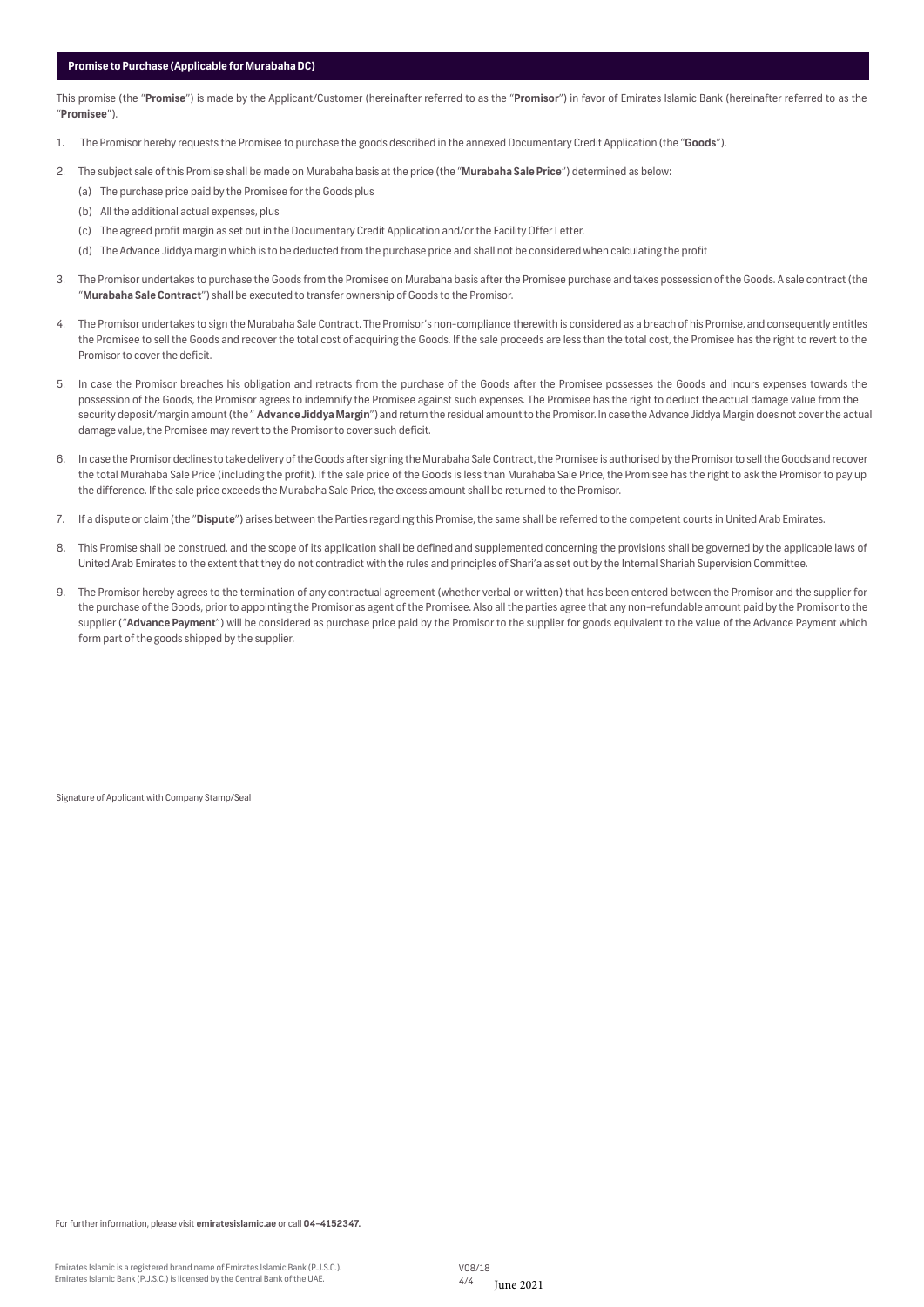## Promise to Purchase (Applicable for Murabaha DC)

This promise (the "**Promise**") is made by the Applicant/Customer (hereinafter referred to as the "**Promisor**") in favor of Emirates Islamic Bank (hereinafter referred to as the "**Promisee**").

1. The Promisor hereby requests the Promisee to purchase the goods described in the annexed Documentary Credit Application (the "**Goods**").
2. The subject sale of this Promise shall be made on Murabaha basis at the price (the "**Murabaha Sale Price**") determined as below:
   (a) The purchase price paid by the Promisee for the Goods plus
   (b) All the additional actual expenses, plus
   (c) The agreed profit margin as set out in the Documentary Credit Application and/or the Facility Offer Letter.
   (d) The Advance Jiddya margin which is to be deducted from the purchase price and shall not be considered when calculating the profit
3. The Promisor undertakes to purchase the Goods from the Promisee on Murabaha basis after the Promisee purchase and takes possession of the Goods. A sale contract (the "**Murabaha Sale Contract**") shall be executed to transfer ownership of Goods to the Promisor.
4. The Promisor undertakes to sign the Murabaha Sale Contract. The Promisor's non-compliance therewith is considered as a breach of his Promise, and consequently entitles the Promisee to sell the Goods and recover the total cost of acquiring the Goods. If the sale proceeds are less than the total cost, the Promisee has the right to revert to the Promisor to cover the deficit.
5. In case the Promisor breaches his obligation and retracts from the purchase of the Goods after the Promisee possesses the Goods and incurs expenses towards the possession of the Goods, the Promisor agrees to indemnify the Promisee against such expenses. The Promisee has the right to deduct the actual damage value from the security deposit/margin amount (the " **Advance Jiddya Margin**") and return the residual amount to the Promisor. In case the Advance Jiddya Margin does not cover the actual damage value, the Promisee may revert to the Promisor to cover such deficit.
6. In case the Promisor declines to take delivery of the Goods after signing the Murabaha Sale Contract, the Promisee is authorised by the Promisor to sell the Goods and recover the total Murahaba Sale Price (including the profit). If the sale price of the Goods is less than Murahaba Sale Price, the Promisee has the right to ask the Promisor to pay up the difference. If the sale price exceeds the Murabaha Sale Price, the excess amount shall be returned to the Promisor.
7. If a dispute or claim (the "**Dispute**") arises between the Parties regarding this Promise, the same shall be referred to the competent courts in United Arab Emirates.
8. This Promise shall be construed, and the scope of its application shall be defined and supplemented concerning the provisions shall be governed by the applicable laws of United Arab Emirates to the extent that they do not contradict with the rules and principles of Shari'a as set out by the Internal Shariah Supervision Committee.
9. The Promisor hereby agrees to the termination of any contractual agreement (whether verbal or written) that has been entered between the Promisor and the supplier for the purchase of the Goods, prior to appointing the Promisor as agent of the Promisee. Also all the parties agree that any non-refundable amount paid by the Promisor to the supplier ("**Advance Payment**") will be considered as purchase price paid by the Promisor to the supplier for goods equivalent to the value of the Advance Payment which form part of the goods shipped by the supplier.

Signature of Applicant with Company Stamp/Seal

For further information, please visit **emiratesislamic.ae** or call **04-4152347.**

Emirates Islamic is a registered brand name of Emirates Islamic Bank (P.J.S.C.).
Emirates Islamic Bank (P.J.S.C.) is licensed by the Central Bank of the UAE.

V08/18
June 2021